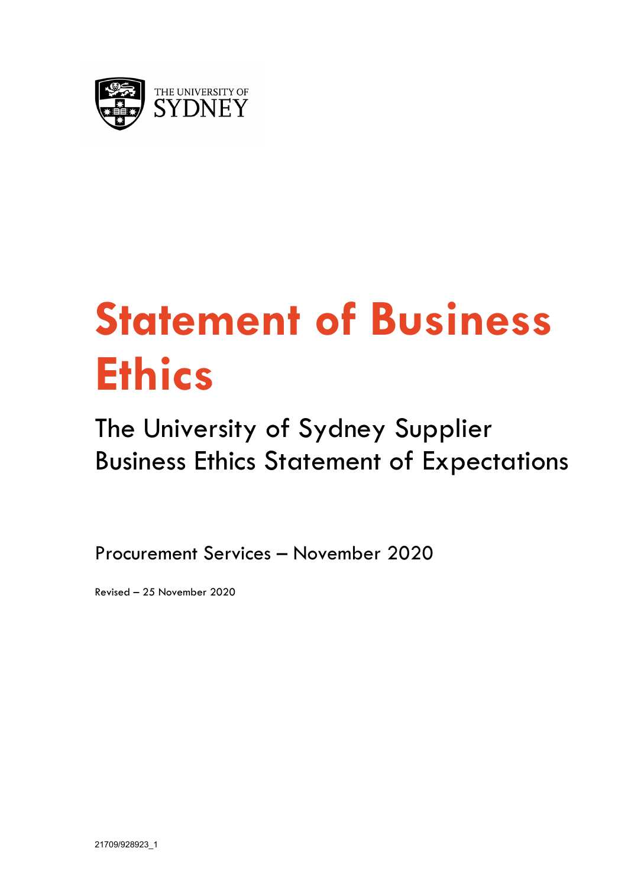THE UNIVERSITY OF SYDNEY

# Statement of Business Ethics

## The University of Sydney Supplier Business Ethics Statement of Expectations

Procurement Services – November 2020

Revised – 25 November 2020

21709/928923_1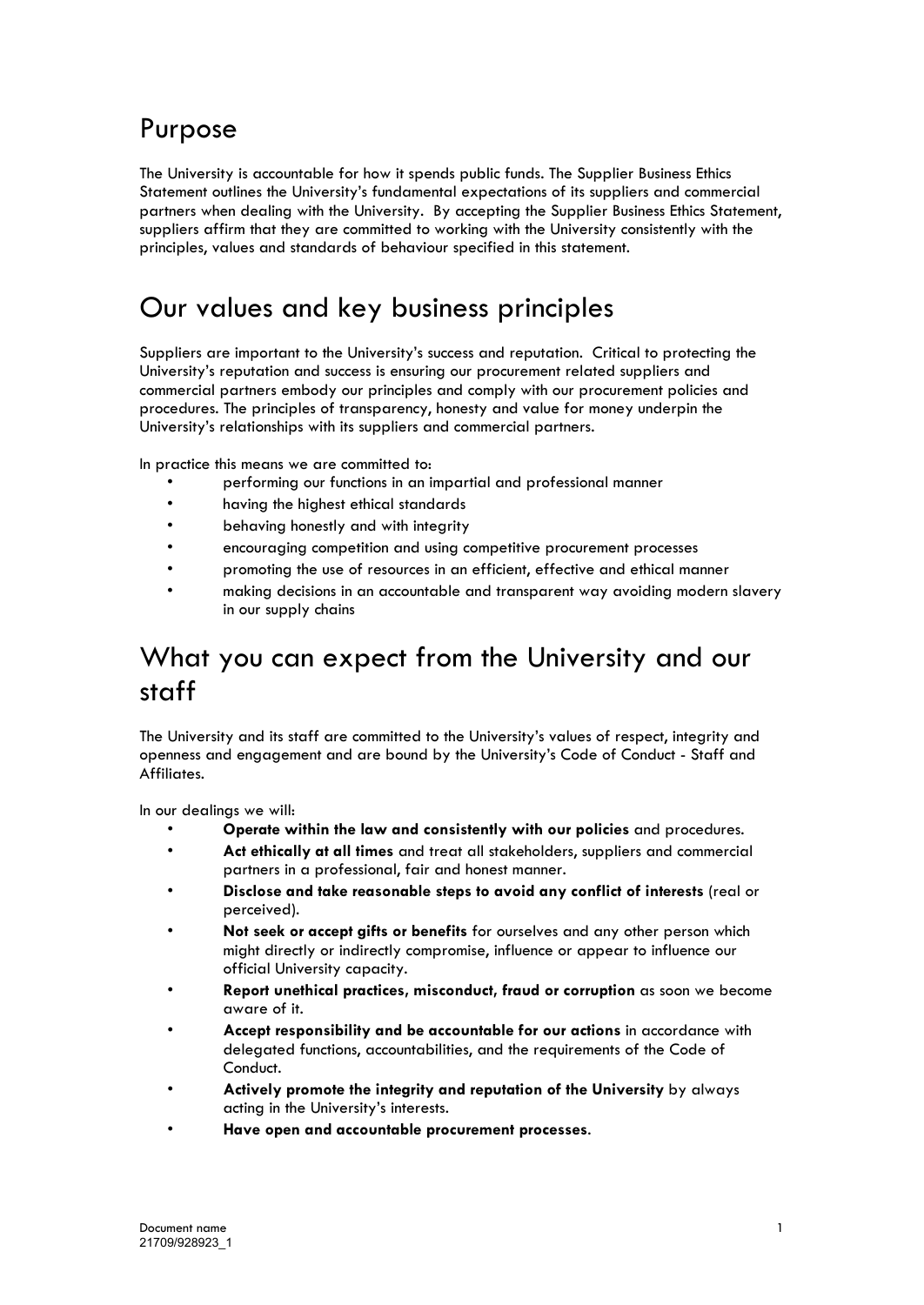# Purpose

The University is accountable for how it spends public funds. The Supplier Business Ethics Statement outlines the University's fundamental expectations of its suppliers and commercial partners when dealing with the University. By accepting the Supplier Business Ethics Statement, suppliers affirm that they are committed to working with the University consistently with the principles, values and standards of behaviour specified in this statement.

# Our values and key business principles

Suppliers are important to the University's success and reputation. Critical to protecting the University's reputation and success is ensuring our procurement related suppliers and commercial partners embody our principles and comply with our procurement policies and procedures. The principles of transparency, honesty and value for money underpin the University's relationships with its suppliers and commercial partners.

In practice this means we are committed to:

- performing our functions in an impartial and professional manner
- having the highest ethical standards
- behaving honestly and with integrity
- encouraging competition and using competitive procurement processes
- promoting the use of resources in an efficient, effective and ethical manner
- making decisions in an accountable and transparent way avoiding modern slavery in our supply chains

# What you can expect from the University and our staff

The University and its staff are committed to the University's values of respect, integrity and openness and engagement and are bound by the University's Code of Conduct - Staff and Affiliates.

In our dealings we will:

- **Operate within the law and consistently with our policies** and procedures.
- **Act ethically at all times** and treat all stakeholders, suppliers and commercial partners in a professional, fair and honest manner.
- **Disclose and take reasonable steps to avoid any conflict of interests** (real or perceived).
- **Not seek or accept gifts or benefits** for ourselves and any other person which might directly or indirectly compromise, influence or appear to influence our official University capacity.
- **Report unethical practices, misconduct, fraud or corruption** as soon we become aware of it.
- **Accept responsibility and be accountable for our actions** in accordance with delegated functions, accountabilities, and the requirements of the Code of Conduct.
- **Actively promote the integrity and reputation of the University** by always acting in the University's interests.
- **Have open and accountable procurement processes**.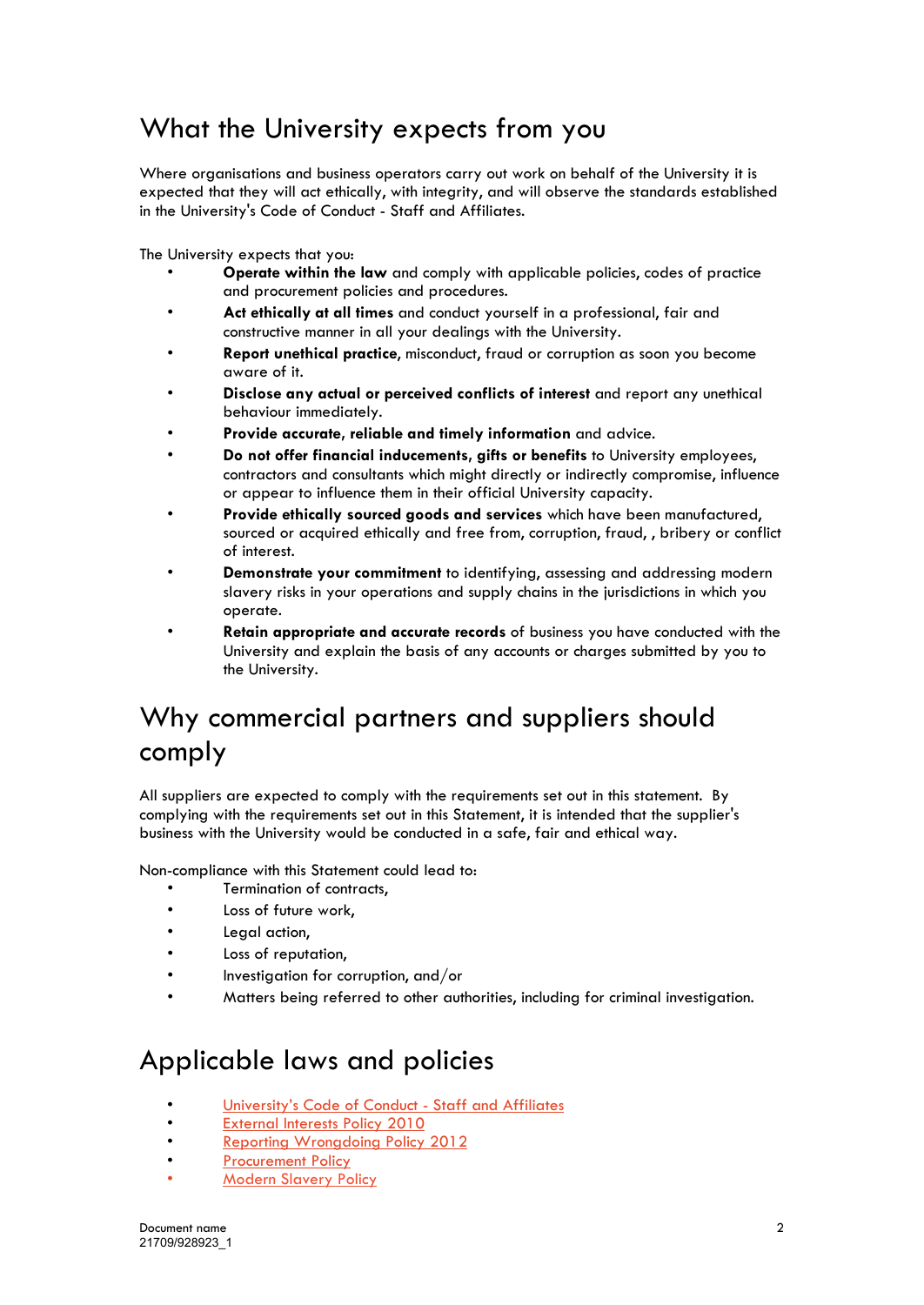## What the University expects from you

Where organisations and business operators carry out work on behalf of the University it is expected that they will act ethically, with integrity, and will observe the standards established in the University's Code of Conduct - Staff and Affiliates.

The University expects that you:

- **Operate within the law** and comply with applicable policies, codes of practice and procurement policies and procedures.
- **Act ethically at all times** and conduct yourself in a professional, fair and constructive manner in all your dealings with the University.
- **Report unethical practice**, misconduct, fraud or corruption as soon you become aware of it.
- **Disclose any actual or perceived conflicts of interest** and report any unethical behaviour immediately.
- **Provide accurate, reliable and timely information** and advice.
- **Do not offer financial inducements, gifts or benefits** to University employees, contractors and consultants which might directly or indirectly compromise, influence or appear to influence them in their official University capacity.
- **Provide ethically sourced goods and services** which have been manufactured, sourced or acquired ethically and free from, corruption, fraud, , bribery or conflict of interest.
- **Demonstrate your commitment** to identifying, assessing and addressing modern slavery risks in your operations and supply chains in the jurisdictions in which you operate.
- **Retain appropriate and accurate records** of business you have conducted with the University and explain the basis of any accounts or charges submitted by you to the University.

## Why commercial partners and suppliers should comply

All suppliers are expected to comply with the requirements set out in this statement. By complying with the requirements set out in this Statement, it is intended that the supplier's business with the University would be conducted in a safe, fair and ethical way.

Non-compliance with this Statement could lead to:

- Termination of contracts,
- Loss of future work,
- Legal action,
- Loss of reputation,
- Investigation for corruption, and/or
- Matters being referred to other authorities, including for criminal investigation.

## Applicable laws and policies

- University's Code of Conduct - Staff and Affiliates
- External Interests Policy 2010
- Reporting Wrongdoing Policy 2012
- Procurement Policy
- Modern Slavery Policy

Document name
21709/928923_1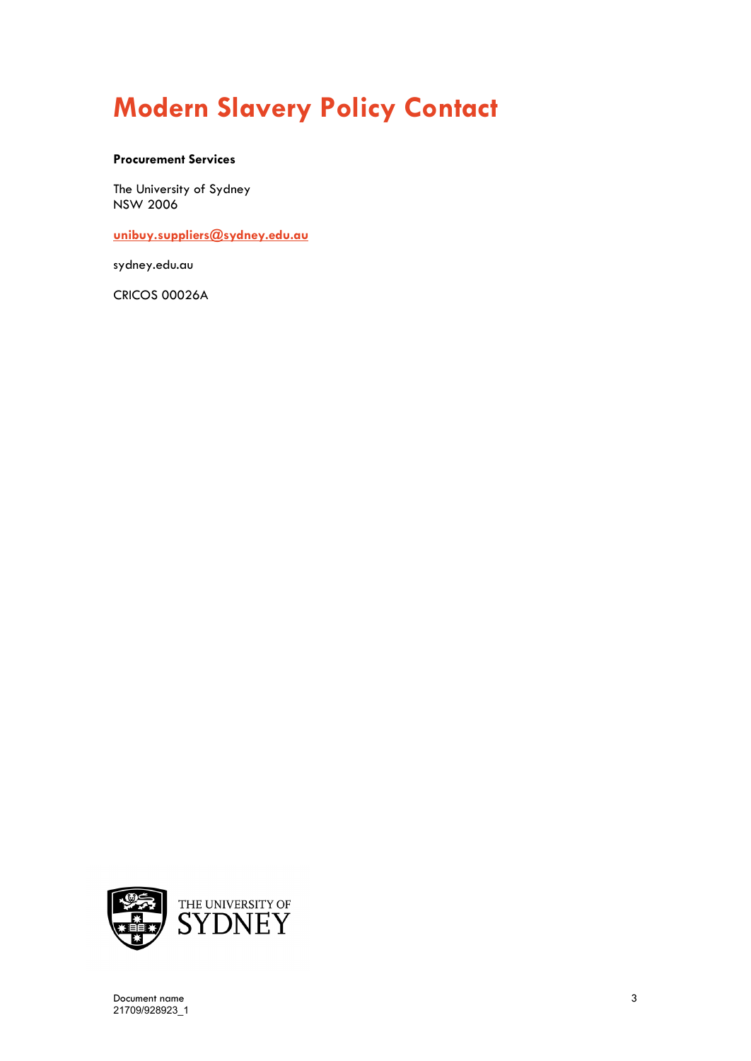# Modern Slavery Policy Contact

**Procurement Services**

The University of Sydney
NSW 2006

[unibuy.suppliers@sydney.edu.au](mailto:unibuy.suppliers@sydney.edu.au)

sydney.edu.au

CRICOS 00026A

Document name
21709/928923_1